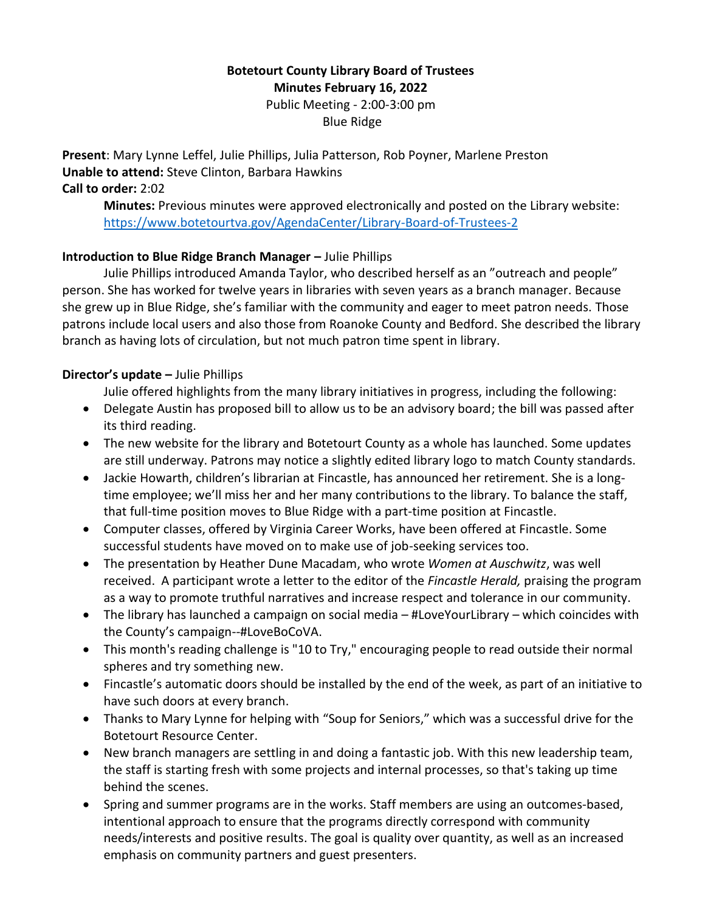**Botetourt County Library Board of Trustees**
**Minutes February 16, 2022**
Public Meeting - 2:00-3:00 pm
Blue Ridge

**Present**: Mary Lynne Leffel, Julie Phillips, Julia Patterson, Rob Poyner, Marlene Preston
**Unable to attend:** Steve Clinton, Barbara Hawkins
**Call to order:** 2:02

**Minutes:** Previous minutes were approved electronically and posted on the Library website: https://www.botetourtva.gov/AgendaCenter/Library-Board-of-Trustees-2

**Introduction to Blue Ridge Branch Manager –** Julie Phillips

Julie Phillips introduced Amanda Taylor, who described herself as an "outreach and people" person. She has worked for twelve years in libraries with seven years as a branch manager. Because she grew up in Blue Ridge, she's familiar with the community and eager to meet patron needs. Those patrons include local users and also those from Roanoke County and Bedford. She described the library branch as having lots of circulation, but not much patron time spent in library.

**Director's update –** Julie Phillips

Julie offered highlights from the many library initiatives in progress, including the following:

- Delegate Austin has proposed bill to allow us to be an advisory board; the bill was passed after its third reading.
- The new website for the library and Botetourt County as a whole has launched. Some updates are still underway. Patrons may notice a slightly edited library logo to match County standards.
- Jackie Howarth, children's librarian at Fincastle, has announced her retirement. She is a long-time employee; we'll miss her and her many contributions to the library. To balance the staff, that full-time position moves to Blue Ridge with a part-time position at Fincastle.
- Computer classes, offered by Virginia Career Works, have been offered at Fincastle. Some successful students have moved on to make use of job-seeking services too.
- The presentation by Heather Dune Macadam, who wrote *Women at Auschwitz*, was well received. A participant wrote a letter to the editor of the *Fincastle Herald,* praising the program as a way to promote truthful narratives and increase respect and tolerance in our community.
- The library has launched a campaign on social media – #LoveYourLibrary – which coincides with the County's campaign--#LoveBoCoVA.
- This month's reading challenge is "10 to Try," encouraging people to read outside their normal spheres and try something new.
- Fincastle's automatic doors should be installed by the end of the week, as part of an initiative to have such doors at every branch.
- Thanks to Mary Lynne for helping with "Soup for Seniors," which was a successful drive for the Botetourt Resource Center.
- New branch managers are settling in and doing a fantastic job. With this new leadership team, the staff is starting fresh with some projects and internal processes, so that's taking up time behind the scenes.
- Spring and summer programs are in the works. Staff members are using an outcomes-based, intentional approach to ensure that the programs directly correspond with community needs/interests and positive results. The goal is quality over quantity, as well as an increased emphasis on community partners and guest presenters.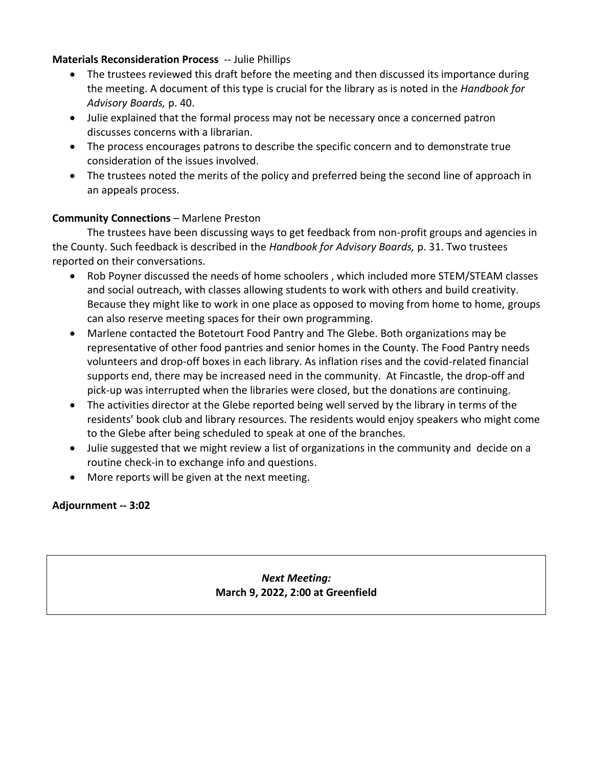**Materials Reconsideration Process** -- Julie Phillips

- The trustees reviewed this draft before the meeting and then discussed its importance during the meeting. A document of this type is crucial for the library as is noted in the *Handbook for Advisory Boards,* p. 40.
- Julie explained that the formal process may not be necessary once a concerned patron discusses concerns with a librarian.
- The process encourages patrons to describe the specific concern and to demonstrate true consideration of the issues involved.
- The trustees noted the merits of the policy and preferred being the second line of approach in an appeals process.

**Community Connections** – Marlene Preston

The trustees have been discussing ways to get feedback from non-profit groups and agencies in the County. Such feedback is described in the *Handbook for Advisory Boards,* p. 31. Two trustees reported on their conversations.

- Rob Poyner discussed the needs of home schoolers , which included more STEM/STEAM classes and social outreach, with classes allowing students to work with others and build creativity. Because they might like to work in one place as opposed to moving from home to home, groups can also reserve meeting spaces for their own programming.
- Marlene contacted the Botetourt Food Pantry and The Glebe. Both organizations may be representative of other food pantries and senior homes in the County. The Food Pantry needs volunteers and drop-off boxes in each library. As inflation rises and the covid-related financial supports end, there may be increased need in the community. At Fincastle, the drop-off and pick-up was interrupted when the libraries were closed, but the donations are continuing.
- The activities director at the Glebe reported being well served by the library in terms of the residents' book club and library resources. The residents would enjoy speakers who might come to the Glebe after being scheduled to speak at one of the branches.
- Julie suggested that we might review a list of organizations in the community and decide on a routine check-in to exchange info and questions.
- More reports will be given at the next meeting.

**Adjournment -- 3:02**

***Next Meeting:***
**March 9, 2022, 2:00 at Greenfield**